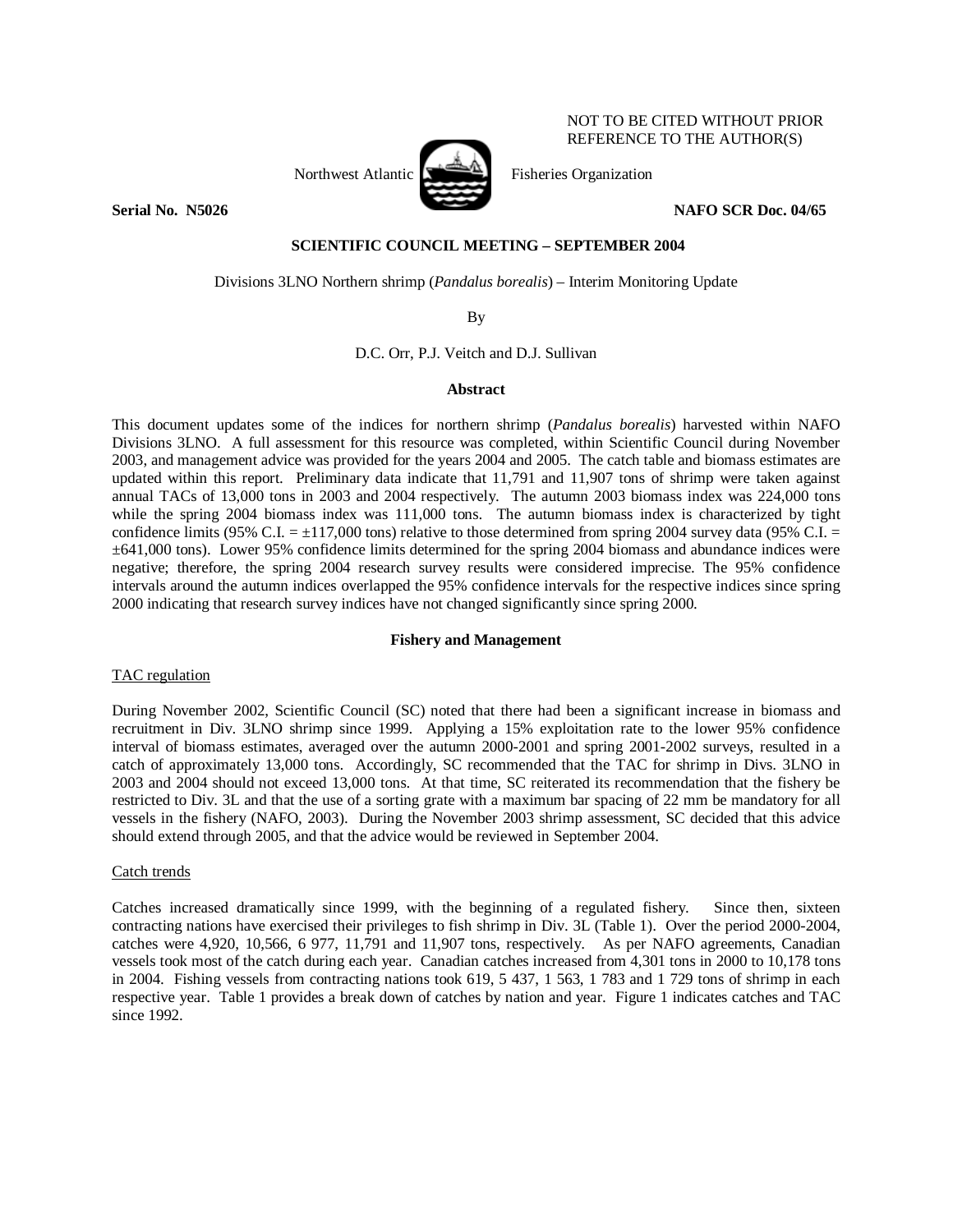NOT TO BE CITED WITHOUT PRIOR REFERENCE TO THE AUTHOR(S)

Northwest Atlantic Fisheries Organization

**Serial No. N5026** **NAFO SCR Doc. 04/65**

**SCIENTIFIC COUNCIL MEETING – SEPTEMBER 2004**

Divisions 3LNO Northern shrimp (*Pandalus borealis*) – Interim Monitoring Update

By

D.C. Orr, P.J. Veitch and D.J. Sullivan

**Abstract**

This document updates some of the indices for northern shrimp (*Pandalus borealis*) harvested within NAFO Divisions 3LNO. A full assessment for this resource was completed, within Scientific Council during November 2003, and management advice was provided for the years 2004 and 2005. The catch table and biomass estimates are updated within this report. Preliminary data indicate that 11,791 and 11,907 tons of shrimp were taken against annual TACs of 13,000 tons in 2003 and 2004 respectively. The autumn 2003 biomass index was 224,000 tons while the spring 2004 biomass index was 111,000 tons. The autumn biomass index is characterized by tight confidence limits (95% C.I. = ±117,000 tons) relative to those determined from spring 2004 survey data (95% C.I. = ±641,000 tons). Lower 95% confidence limits determined for the spring 2004 biomass and abundance indices were negative; therefore, the spring 2004 research survey results were considered imprecise. The 95% confidence intervals around the autumn indices overlapped the 95% confidence intervals for the respective indices since spring 2000 indicating that research survey indices have not changed significantly since spring 2000.

**Fishery and Management**

TAC regulation

During November 2002, Scientific Council (SC) noted that there had been a significant increase in biomass and recruitment in Div. 3LNO shrimp since 1999. Applying a 15% exploitation rate to the lower 95% confidence interval of biomass estimates, averaged over the autumn 2000-2001 and spring 2001-2002 surveys, resulted in a catch of approximately 13,000 tons. Accordingly, SC recommended that the TAC for shrimp in Divs. 3LNO in 2003 and 2004 should not exceed 13,000 tons. At that time, SC reiterated its recommendation that the fishery be restricted to Div. 3L and that the use of a sorting grate with a maximum bar spacing of 22 mm be mandatory for all vessels in the fishery (NAFO, 2003). During the November 2003 shrimp assessment, SC decided that this advice should extend through 2005, and that the advice would be reviewed in September 2004.

Catch trends

Catches increased dramatically since 1999, with the beginning of a regulated fishery. Since then, sixteen contracting nations have exercised their privileges to fish shrimp in Div. 3L (Table 1). Over the period 2000-2004, catches were 4,920, 10,566, 6 977, 11,791 and 11,907 tons, respectively. As per NAFO agreements, Canadian vessels took most of the catch during each year. Canadian catches increased from 4,301 tons in 2000 to 10,178 tons in 2004. Fishing vessels from contracting nations took 619, 5 437, 1 563, 1 783 and 1 729 tons of shrimp in each respective year. Table 1 provides a break down of catches by nation and year. Figure 1 indicates catches and TAC since 1992.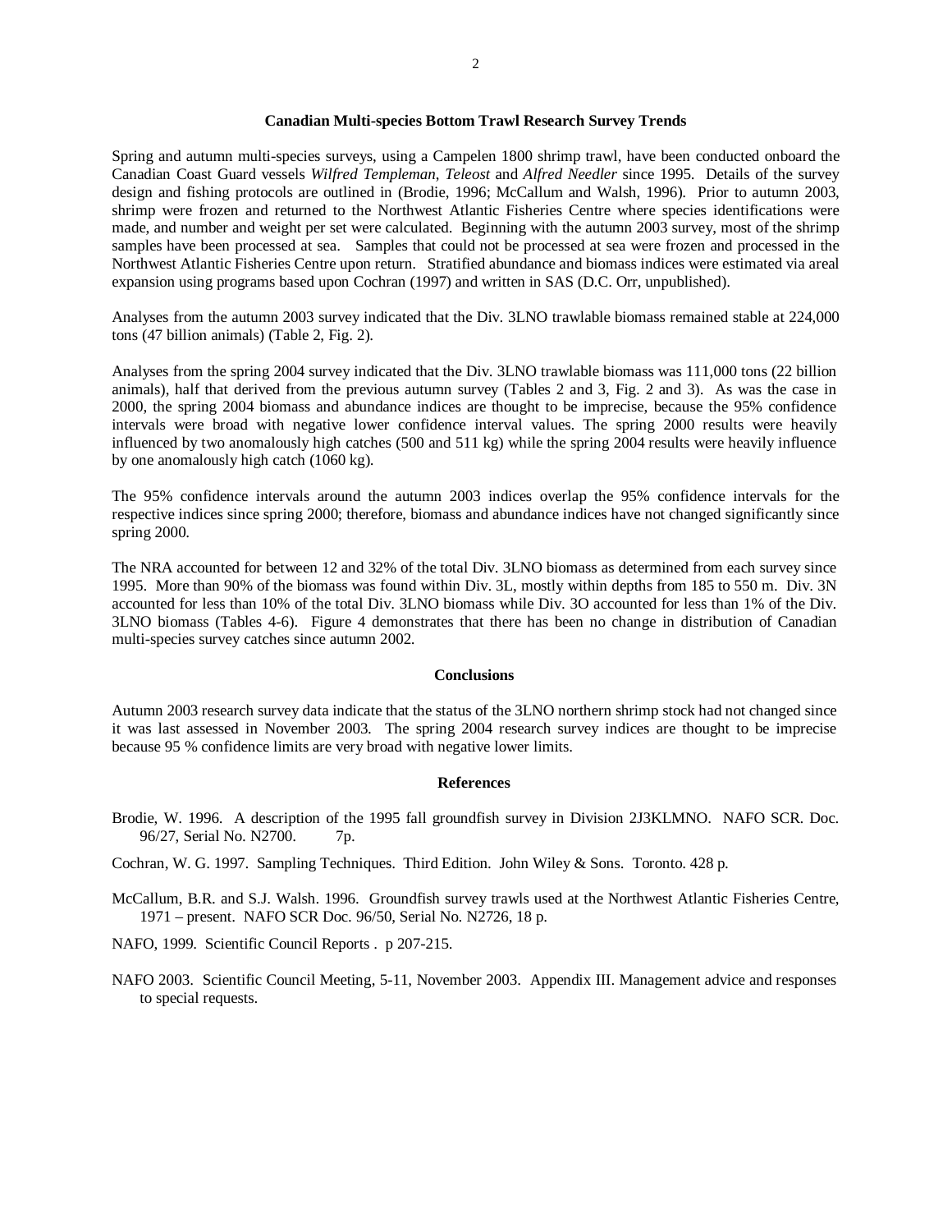## Canadian Multi-species Bottom Trawl Research Survey Trends

Spring and autumn multi-species surveys, using a Campelen 1800 shrimp trawl, have been conducted onboard the Canadian Coast Guard vessels *Wilfred Templeman*, *Teleost* and *Alfred Needler* since 1995. Details of the survey design and fishing protocols are outlined in (Brodie, 1996; McCallum and Walsh, 1996). Prior to autumn 2003, shrimp were frozen and returned to the Northwest Atlantic Fisheries Centre where species identifications were made, and number and weight per set were calculated. Beginning with the autumn 2003 survey, most of the shrimp samples have been processed at sea. Samples that could not be processed at sea were frozen and processed in the Northwest Atlantic Fisheries Centre upon return. Stratified abundance and biomass indices were estimated via areal expansion using programs based upon Cochran (1997) and written in SAS (D.C. Orr, unpublished).

Analyses from the autumn 2003 survey indicated that the Div. 3LNO trawlable biomass remained stable at 224,000 tons (47 billion animals) (Table 2, Fig. 2).

Analyses from the spring 2004 survey indicated that the Div. 3LNO trawlable biomass was 111,000 tons (22 billion animals), half that derived from the previous autumn survey (Tables 2 and 3, Fig. 2 and 3). As was the case in 2000, the spring 2004 biomass and abundance indices are thought to be imprecise, because the 95% confidence intervals were broad with negative lower confidence interval values. The spring 2000 results were heavily influenced by two anomalously high catches (500 and 511 kg) while the spring 2004 results were heavily influence by one anomalously high catch (1060 kg).

The 95% confidence intervals around the autumn 2003 indices overlap the 95% confidence intervals for the respective indices since spring 2000; therefore, biomass and abundance indices have not changed significantly since spring 2000.

The NRA accounted for between 12 and 32% of the total Div. 3LNO biomass as determined from each survey since 1995. More than 90% of the biomass was found within Div. 3L, mostly within depths from 185 to 550 m. Div. 3N accounted for less than 10% of the total Div. 3LNO biomass while Div. 3O accounted for less than 1% of the Div. 3LNO biomass (Tables 4-6). Figure 4 demonstrates that there has been no change in distribution of Canadian multi-species survey catches since autumn 2002.

## Conclusions

Autumn 2003 research survey data indicate that the status of the 3LNO northern shrimp stock had not changed since it was last assessed in November 2003. The spring 2004 research survey indices are thought to be imprecise because 95 % confidence limits are very broad with negative lower limits.

## References

Brodie, W. 1996. A description of the 1995 fall groundfish survey in Division 2J3KLMNO. NAFO SCR. Doc. 96/27, Serial No. N2700. 7p.

Cochran, W. G. 1997. Sampling Techniques. Third Edition. John Wiley & Sons. Toronto. 428 p.

McCallum, B.R. and S.J. Walsh. 1996. Groundfish survey trawls used at the Northwest Atlantic Fisheries Centre, 1971 – present. NAFO SCR Doc. 96/50, Serial No. N2726, 18 p.

NAFO, 1999. Scientific Council Reports . p 207-215.

NAFO 2003. Scientific Council Meeting, 5-11, November 2003. Appendix III. Management advice and responses to special requests.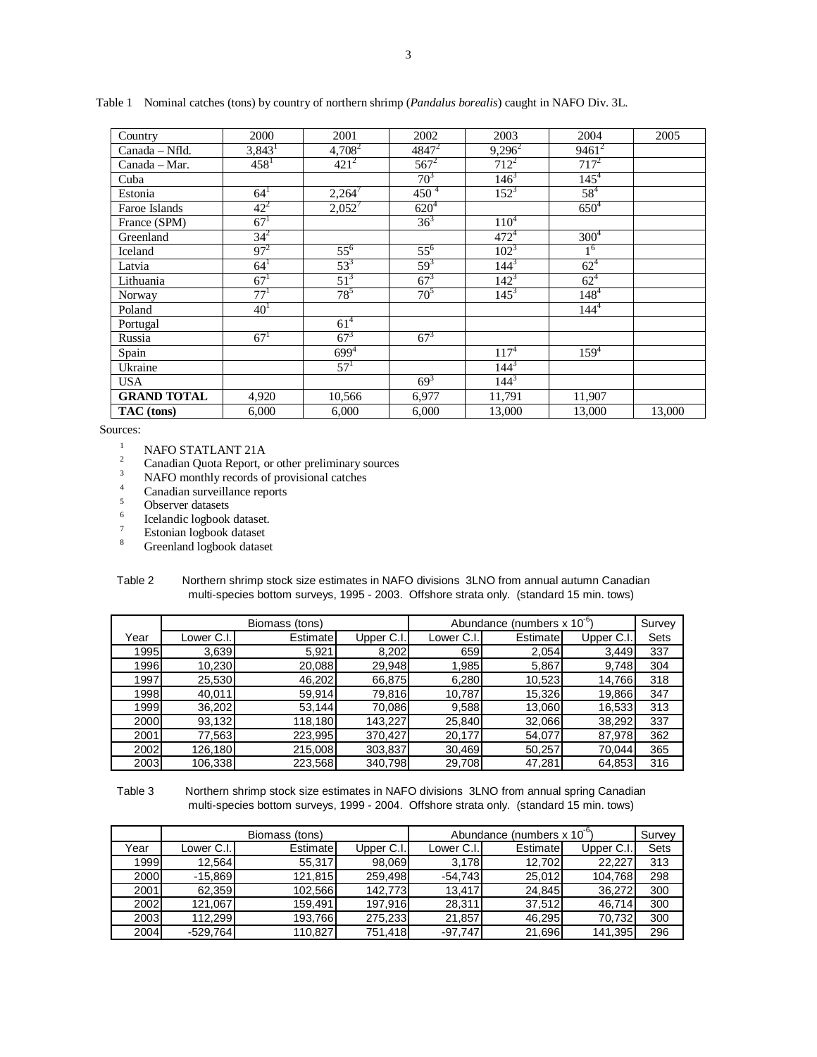Table 1 Nominal catches (tons) by country of northern shrimp (*Pandalus borealis*) caught in NAFO Div. 3L.

| Country | 2000 | 2001 | 2002 | 2003 | 2004 | 2005 |
|---|---|---|---|---|---|---|
| Canada – Nfld. | 3,843[1] | 4,708[2] | 4847[2] | 9,296[2] | 9461[2] | |
| Canada – Mar. | 458[1] | 421[2] | 567[2] | 712[2] | 717[2] | |
| Cuba | | | 70[3] | 146[3] | 145[4] | |
| Estonia | 64[1] | 2,264[7] | 450[4] | 152[3] | 58[4] | |
| Faroe Islands | 42[2] | 2,052[7] | 620[4] | | 650[4] | |
| France (SPM) | 67[1] | | 36[3] | 110[4] | | |
| Greenland | 34[2] | | | 472[4] | 300[4] | |
| Iceland | 97[2] | 55[6] | 55[6] | 102[3] | 1[6] | |
| Latvia | 64[1] | 53[3] | 59[3] | 144[3] | 62[4] | |
| Lithuania | 67[1] | 51[3] | 67[3] | 142[3] | 62[4] | |
| Norway | 77[1] | 78[5] | 70[5] | 145[3] | 148[4] | |
| Poland | 40[1] | | | | 144[4] | |
| Portugal | | 61[4] | | | | |
| Russia | 67[1] | 67[3] | 67[3] | | | |
| Spain | | 699[4] | | 117[4] | 159[4] | |
| Ukraine | | 57[1] | | 144[3] | | |
| USA | | | 69[3] | 144[3] | | |
| **GRAND TOTAL** | 4,920 | 10,566 | 6,977 | 11,791 | 11,907 | |
| **TAC (tons)** | 6,000 | 6,000 | 6,000 | 13,000 | 13,000 | 13,000 |

Sources:

1. NAFO STATLANT 21A
2. Canadian Quota Report, or other preliminary sources
3. NAFO monthly records of provisional catches
4. Canadian surveillance reports
5. Observer datasets
6. Icelandic logbook dataset.
7. Estonian logbook dataset
8. Greenland logbook dataset

Table 2 Northern shrimp stock size estimates in NAFO divisions 3LNO from annual autumn Canadian multi-species bottom surveys, 1995 - 2003. Offshore strata only. (standard 15 min. tows)

| | Biomass (tons) | | | Abundance (numbers x $10^{-6}$) | | | Survey |
|---|---|---|---|---|---|---|---|
| Year | Lower C.I. | Estimate | Upper C.I. | Lower C.I. | Estimate | Upper C.I. | Sets |
| 1995 | 3,639 | 5,921 | 8,202 | 659 | 2,054 | 3,449 | 337 |
| 1996 | 10,230 | 20,088 | 29,948 | 1,985 | 5,867 | 9,748 | 304 |
| 1997 | 25,530 | 46,202 | 66,875 | 6,280 | 10,523 | 14,766 | 318 |
| 1998 | 40,011 | 59,914 | 79,816 | 10,787 | 15,326 | 19,866 | 347 |
| 1999 | 36,202 | 53,144 | 70,086 | 9,588 | 13,060 | 16,533 | 313 |
| 2000 | 93,132 | 118,180 | 143,227 | 25,840 | 32,066 | 38,292 | 337 |
| 2001 | 77,563 | 223,995 | 370,427 | 20,177 | 54,077 | 87,978 | 362 |
| 2002 | 126,180 | 215,008 | 303,837 | 30,469 | 50,257 | 70,044 | 365 |
| 2003 | 106,338 | 223,568 | 340,798 | 29,708 | 47,281 | 64,853 | 316 |

Table 3 Northern shrimp stock size estimates in NAFO divisions 3LNO from annual spring Canadian multi-species bottom surveys, 1999 - 2004. Offshore strata only. (standard 15 min. tows)

| | Biomass (tons) | | | Abundance (numbers x $10^{-6}$) | | | Survey |
|---|---|---|---|---|---|---|---|
| Year | Lower C.I. | Estimate | Upper C.I. | Lower C.I. | Estimate | Upper C.I. | Sets |
| 1999 | 12,564 | 55,317 | 98,069 | 3,178 | 12,702 | 22,227 | 313 |
| 2000 | -15,869 | 121,815 | 259,498 | -54,743 | 25,012 | 104,768 | 298 |
| 2001 | 62,359 | 102,566 | 142,773 | 13,417 | 24,845 | 36,272 | 300 |
| 2002 | 121,067 | 159,491 | 197,916 | 28,311 | 37,512 | 46,714 | 300 |
| 2003 | 112,299 | 193,766 | 275,233 | 21,857 | 46,295 | 70,732 | 300 |
| 2004 | -529,764 | 110,827 | 751,418 | -97,747 | 21,696 | 141,395 | 296 |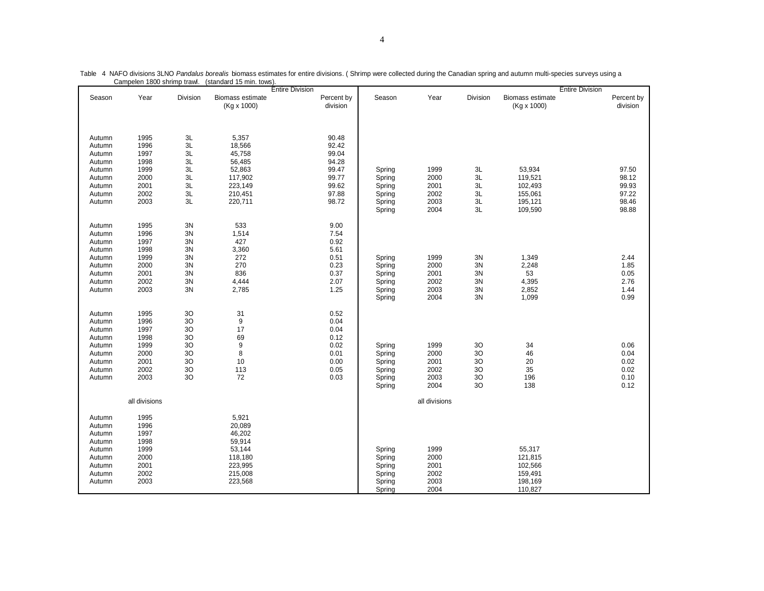Table 4 NAFO divisions 3LNO *Pandalus borealis* biomass estimates for entire divisions. ( Shrimp were collected during the Canadian spring and autumn multi-species surveys using a Campelen 1800 shrimp trawl. (standard 15 min. tows).

| Season | Year | Division | Entire Division Biomass estimate (Kg x 1000) | Percent by division | Season | Year | Division | Entire Division Biomass estimate (Kg x 1000) | Percent by division |
|---|---|---|---|---|---|---|---|---|---|
| Autumn | 1995 | 3L | 5,357 | 90.48 | | | | | |
| Autumn | 1996 | 3L | 18,566 | 92.42 | | | | | |
| Autumn | 1997 | 3L | 45,758 | 99.04 | | | | | |
| Autumn | 1998 | 3L | 56,485 | 94.28 | | | | | |
| Autumn | 1999 | 3L | 52,863 | 99.47 | Spring | 1999 | 3L | 53,934 | 97.50 |
| Autumn | 2000 | 3L | 117,902 | 99.77 | Spring | 2000 | 3L | 119,521 | 98.12 |
| Autumn | 2001 | 3L | 223,149 | 99.62 | Spring | 2001 | 3L | 102,493 | 99.93 |
| Autumn | 2002 | 3L | 210,451 | 97.88 | Spring | 2002 | 3L | 155,061 | 97.22 |
| Autumn | 2003 | 3L | 220,711 | 98.72 | Spring | 2003 | 3L | 195,121 | 98.46 |
| | | | | | Spring | 2004 | 3L | 109,590 | 98.88 |
| Autumn | 1995 | 3N | 533 | 9.00 | | | | | |
| Autumn | 1996 | 3N | 1,514 | 7.54 | | | | | |
| Autumn | 1997 | 3N | 427 | 0.92 | | | | | |
| Autumn | 1998 | 3N | 3,360 | 5.61 | | | | | |
| Autumn | 1999 | 3N | 272 | 0.51 | Spring | 1999 | 3N | 1,349 | 2.44 |
| Autumn | 2000 | 3N | 270 | 0.23 | Spring | 2000 | 3N | 2,248 | 1.85 |
| Autumn | 2001 | 3N | 836 | 0.37 | Spring | 2001 | 3N | 53 | 0.05 |
| Autumn | 2002 | 3N | 4,444 | 2.07 | Spring | 2002 | 3N | 4,395 | 2.76 |
| Autumn | 2003 | 3N | 2,785 | 1.25 | Spring | 2003 | 3N | 2,852 | 1.44 |
| | | | | | Spring | 2004 | 3N | 1,099 | 0.99 |
| Autumn | 1995 | 3O | 31 | 0.52 | | | | | |
| Autumn | 1996 | 3O | 9 | 0.04 | | | | | |
| Autumn | 1997 | 3O | 17 | 0.04 | | | | | |
| Autumn | 1998 | 3O | 69 | 0.12 | | | | | |
| Autumn | 1999 | 3O | 9 | 0.02 | Spring | 1999 | 3O | 34 | 0.06 |
| Autumn | 2000 | 3O | 8 | 0.01 | Spring | 2000 | 3O | 46 | 0.04 |
| Autumn | 2001 | 3O | 10 | 0.00 | Spring | 2001 | 3O | 20 | 0.02 |
| Autumn | 2002 | 3O | 113 | 0.05 | Spring | 2002 | 3O | 35 | 0.02 |
| Autumn | 2003 | 3O | 72 | 0.03 | Spring | 2003 | 3O | 196 | 0.10 |
| | | | | | Spring | 2004 | 3O | 138 | 0.12 |
| | all divisions | | | | | all divisions | | | |
| Autumn | 1995 | | 5,921 | | | | | | |
| Autumn | 1996 | | 20,089 | | | | | | |
| Autumn | 1997 | | 46,202 | | | | | | |
| Autumn | 1998 | | 59,914 | | | | | | |
| Autumn | 1999 | | 53,144 | | Spring | 1999 | | 55,317 | |
| Autumn | 2000 | | 118,180 | | Spring | 2000 | | 121,815 | |
| Autumn | 2001 | | 223,995 | | Spring | 2001 | | 102,566 | |
| Autumn | 2002 | | 215,008 | | Spring | 2002 | | 159,491 | |
| Autumn | 2003 | | 223,568 | | Spring | 2003 | | 198,169 | |
| | | | | | Spring | 2004 | | 110,827 | |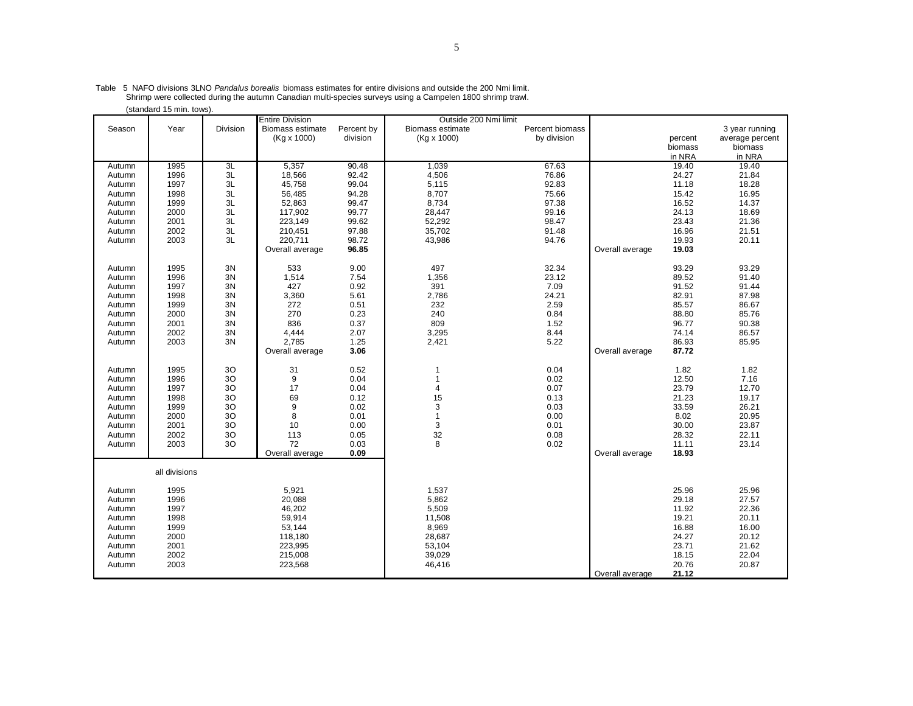Table 5 NAFO divisions 3LNO *Pandalus borealis* biomass estimates for entire divisions and outside the 200 Nmi limit. Shrimp were collected during the autumn Canadian multi-species surveys using a Campelen 1800 shrimp trawl. (standard 15 min. tows).

| Season | Year | Division | Entire Division Biomass estimate (Kg x 1000) | Percent by division | Outside 200 Nmi limit Biomass estimate (Kg x 1000) | Percent biomass by division | | percent biomass in NRA | 3 year running average percent biomass in NRA |
|---|---|---|---|---|---|---|---|---|---|
| Autumn | 1995 | 3L | 5,357 | 90.48 | 1,039 | 67.63 | | 19.40 | 19.40 |
| Autumn | 1996 | 3L | 18,566 | 92.42 | 4,506 | 76.86 | | 24.27 | 21.84 |
| Autumn | 1997 | 3L | 45,758 | 99.04 | 5,115 | 92.83 | | 11.18 | 18.28 |
| Autumn | 1998 | 3L | 56,485 | 94.28 | 8,707 | 75.66 | | 15.42 | 16.95 |
| Autumn | 1999 | 3L | 52,863 | 99.47 | 8,734 | 97.38 | | 16.52 | 14.37 |
| Autumn | 2000 | 3L | 117,902 | 99.77 | 28,447 | 99.16 | | 24.13 | 18.69 |
| Autumn | 2001 | 3L | 223,149 | 99.62 | 52,292 | 98.47 | | 23.43 | 21.36 |
| Autumn | 2002 | 3L | 210,451 | 97.88 | 35,702 | 91.48 | | 16.96 | 21.51 |
| Autumn | 2003 | 3L | 220,711 | 98.72 | 43,986 | 94.76 | | 19.93 | 20.11 |
| | | | Overall average | **96.85** | | | Overall average | **19.03** | |
| Autumn | 1995 | 3N | 533 | 9.00 | 497 | 32.34 | | 93.29 | 93.29 |
| Autumn | 1996 | 3N | 1,514 | 7.54 | 1,356 | 23.12 | | 89.52 | 91.40 |
| Autumn | 1997 | 3N | 427 | 0.92 | 391 | 7.09 | | 91.52 | 91.44 |
| Autumn | 1998 | 3N | 3,360 | 5.61 | 2,786 | 24.21 | | 82.91 | 87.98 |
| Autumn | 1999 | 3N | 272 | 0.51 | 232 | 2.59 | | 85.57 | 86.67 |
| Autumn | 2000 | 3N | 270 | 0.23 | 240 | 0.84 | | 88.80 | 85.76 |
| Autumn | 2001 | 3N | 836 | 0.37 | 809 | 1.52 | | 96.77 | 90.38 |
| Autumn | 2002 | 3N | 4,444 | 2.07 | 3,295 | 8.44 | | 74.14 | 86.57 |
| Autumn | 2003 | 3N | 2,785 | 1.25 | 2,421 | 5.22 | | 86.93 | 85.95 |
| | | | Overall average | **3.06** | | | Overall average | **87.72** | |
| Autumn | 1995 | 3O | 31 | 0.52 | 1 | 0.04 | | 1.82 | 1.82 |
| Autumn | 1996 | 3O | 9 | 0.04 | 1 | 0.02 | | 12.50 | 7.16 |
| Autumn | 1997 | 3O | 17 | 0.04 | 4 | 0.07 | | 23.79 | 12.70 |
| Autumn | 1998 | 3O | 69 | 0.12 | 15 | 0.13 | | 21.23 | 19.17 |
| Autumn | 1999 | 3O | 9 | 0.02 | 3 | 0.03 | | 33.59 | 26.21 |
| Autumn | 2000 | 3O | 8 | 0.01 | 1 | 0.00 | | 8.02 | 20.95 |
| Autumn | 2001 | 3O | 10 | 0.00 | 3 | 0.01 | | 30.00 | 23.87 |
| Autumn | 2002 | 3O | 113 | 0.05 | 32 | 0.08 | | 28.32 | 22.11 |
| Autumn | 2003 | 3O | 72 | 0.03 | 8 | 0.02 | | 11.11 | 23.14 |
| | | | Overall average | **0.09** | | | Overall average | **18.93** | |
| | all divisions | | | | | | | | |
| Autumn | 1995 | | 5,921 | | 1,537 | | | 25.96 | 25.96 |
| Autumn | 1996 | | 20,088 | | 5,862 | | | 29.18 | 27.57 |
| Autumn | 1997 | | 46,202 | | 5,509 | | | 11.92 | 22.36 |
| Autumn | 1998 | | 59,914 | | 11,508 | | | 19.21 | 20.11 |
| Autumn | 1999 | | 53,144 | | 8,969 | | | 16.88 | 16.00 |
| Autumn | 2000 | | 118,180 | | 28,687 | | | 24.27 | 20.12 |
| Autumn | 2001 | | 223,995 | | 53,104 | | | 23.71 | 21.62 |
| Autumn | 2002 | | 215,008 | | 39,029 | | | 18.15 | 22.04 |
| Autumn | 2003 | | 223568 | | 46,416 | | | 20.76 | 20.87 |
| | | | | | | | Overall average | **21.12** | |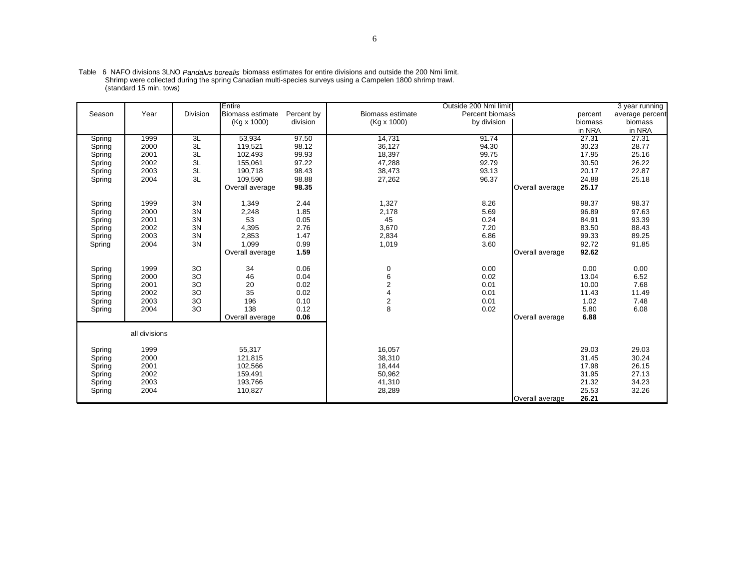Table 6 NAFO divisions 3LNO *Pandalus borealis* biomass estimates for entire divisions and outside the 200 Nmi limit. Shrimp were collected during the spring Canadian multi-species surveys using a Campelen 1800 shrimp trawl. (standard 15 min. tows)

| Season | Year | Division | Entire Biomass estimate (Kg x 1000) | Percent by division | Outside 200 Nmi limit Biomass estimate (Kg x 1000) | Percent biomass by division | | percent biomass in NRA | 3 year running average percent biomass in NRA |
|---|---|---|---|---|---|---|---|---|---|
| Spring | 1999 | 3L | 53,934 | 97.50 | 14,731 | 91.74 | | 27.31 | 27.31 |
| Spring | 2000 | 3L | 119,521 | 98.12 | 36,127 | 94.30 | | 30.23 | 28.77 |
| Spring | 2001 | 3L | 102,493 | 99.93 | 18,397 | 99.75 | | 17.95 | 25.16 |
| Spring | 2002 | 3L | 155,061 | 97.22 | 47,288 | 92.79 | | 30.50 | 26.22 |
| Spring | 2003 | 3L | 190,718 | 98.43 | 38,473 | 93.13 | | 20.17 | 22.87 |
| Spring | 2004 | 3L | 109,590 | 98.88 | 27,262 | 96.37 | | 24.88 | 25.18 |
| | | | Overall average | **98.35** | | | Overall average | **25.17** | |
| Spring | 1999 | 3N | 1,349 | 2.44 | 1,327 | 8.26 | | 98.37 | 98.37 |
| Spring | 2000 | 3N | 2,248 | 1.85 | 2,178 | 5.69 | | 96.89 | 97.63 |
| Spring | 2001 | 3N | 53 | 0.05 | 45 | 0.24 | | 84.91 | 93.39 |
| Spring | 2002 | 3N | 4,395 | 2.76 | 3,670 | 7.20 | | 83.50 | 88.43 |
| Spring | 2003 | 3N | 2,853 | 1.47 | 2,834 | 6.86 | | 99.33 | 89.25 |
| Spring | 2004 | 3N | 1,099 | 0.99 | 1,019 | 3.60 | | 92.72 | 91.85 |
| | | | Overall average | **1.59** | | | Overall average | **92.62** | |
| Spring | 1999 | 3O | 34 | 0.06 | 0 | 0.00 | | 0.00 | 0.00 |
| Spring | 2000 | 3O | 46 | 0.04 | 6 | 0.02 | | 13.04 | 6.52 |
| Spring | 2001 | 3O | 20 | 0.02 | 2 | 0.01 | | 10.00 | 7.68 |
| Spring | 2002 | 3O | 35 | 0.02 | 4 | 0.01 | | 11.43 | 11.49 |
| Spring | 2003 | 3O | 196 | 0.10 | 2 | 0.01 | | 1.02 | 7.48 |
| Spring | 2004 | 3O | 138 | 0.12 | 8 | 0.02 | | 5.80 | 6.08 |
| | | | Overall average | **0.06** | | | Overall average | **6.88** | |
| | all divisions | | | | | | | | |
| Spring | 1999 | | 55,317 | | 16,057 | | | 29.03 | 29.03 |
| Spring | 2000 | | 121,815 | | 38,310 | | | 31.45 | 30.24 |
| Spring | 2001 | | 102,566 | | 18,444 | | | 17.98 | 26.15 |
| Spring | 2002 | | 159,491 | | 50,962 | | | 31.95 | 27.13 |
| Spring | 2003 | | 193,766 | | 41,310 | | | 21.32 | 34.23 |
| Spring | 2004 | | 110,827 | | 28,289 | | | 25.53 | 32.26 |
| | | | | | | | Overall average | **26.21** | |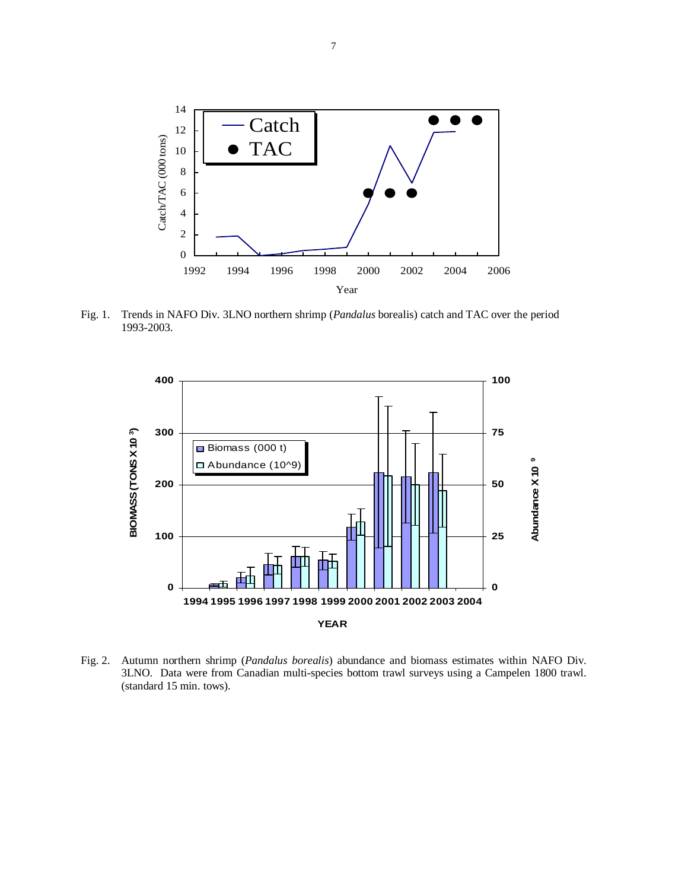Fig. 1. Trends in NAFO Div. 3LNO northern shrimp (*Pandalus* borealis) catch and TAC over the period 1993-2003.

Fig. 2. Autumn northern shrimp (*Pandalus borealis*) abundance and biomass estimates within NAFO Div. 3LNO. Data were from Canadian multi-species bottom trawl surveys using a Campelen 1800 trawl. (standard 15 min. tows).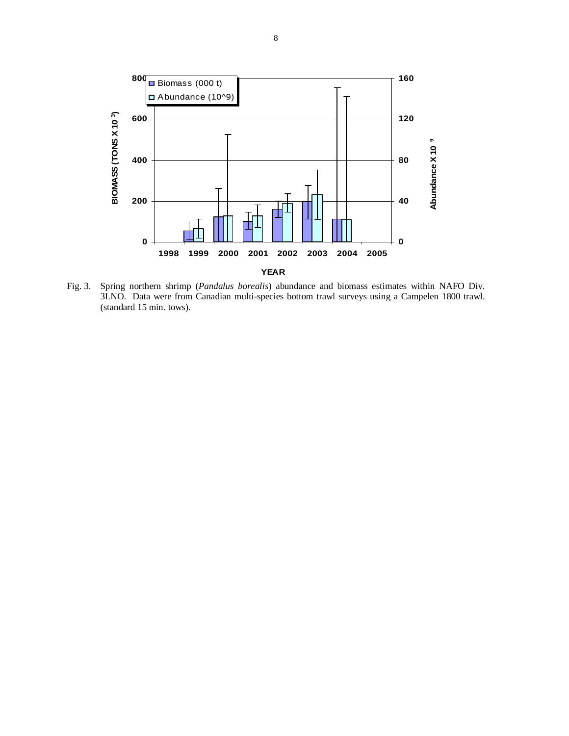Fig. 3. Spring northern shrimp (*Pandalus borealis*) abundance and biomass estimates within NAFO Div. 3LNO. Data were from Canadian multi-species bottom trawl surveys using a Campelen 1800 trawl. (standard 15 min. tows).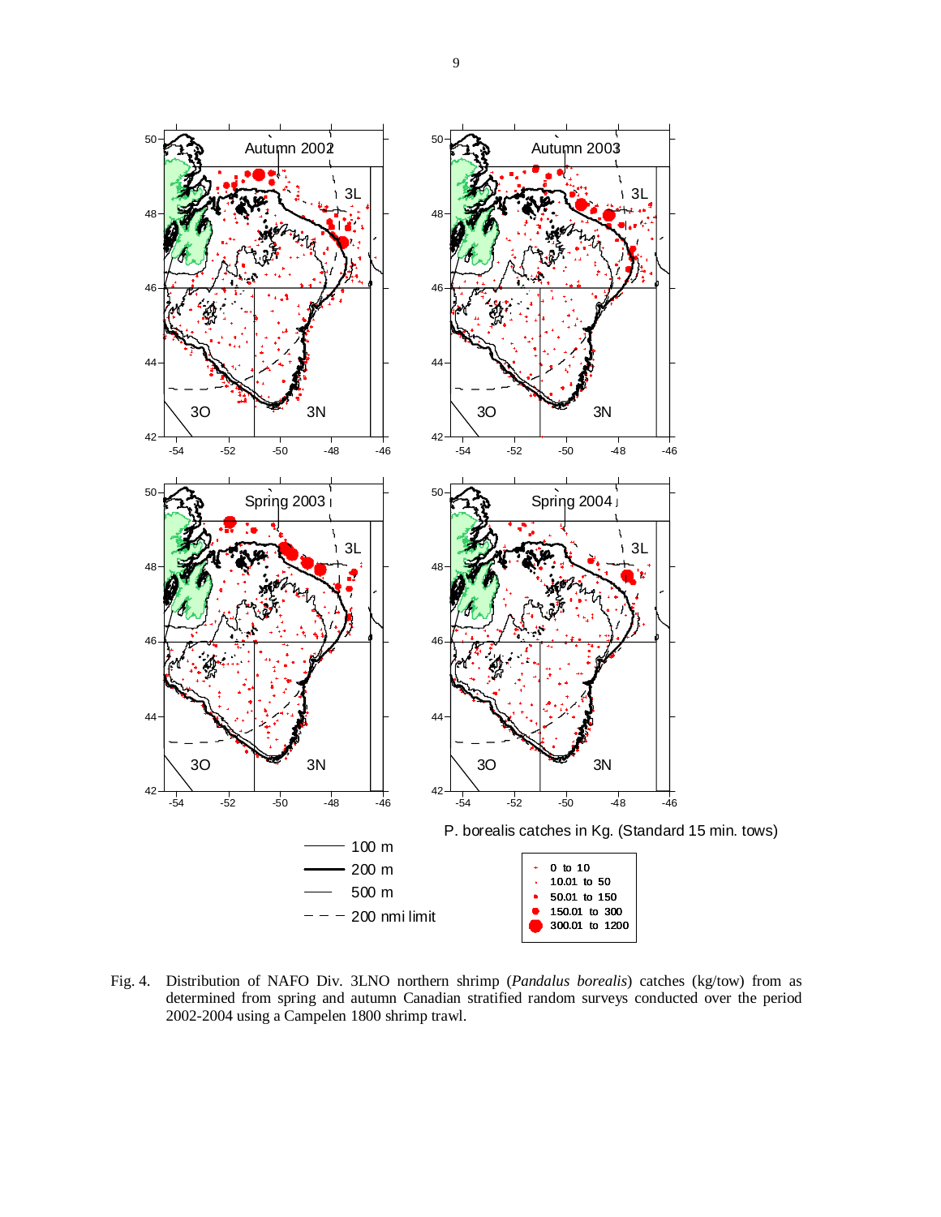Autumn 2002

3L

3O

3N

Autumn 2003

3L

3O

3N

Spring 2003

3L

3O

3N

Spring 2004

3L

3O

3N

50

48

46

44

42

-54 -52 -50 -48 -46

P. borealis catches in Kg. (Standard 15 min. tows)

100 m

200 m

500 m

200 nmi limit

0 to 10

10.01 to 50

50.01 to 150

150.01 to 300

300.01 to 1200

Fig. 4. Distribution of NAFO Div. 3LNO northern shrimp (*Pandalus borealis*) catches (kg/tow) from as determined from spring and autumn Canadian stratified random surveys conducted over the period 2002-2004 using a Campelen 1800 shrimp trawl.